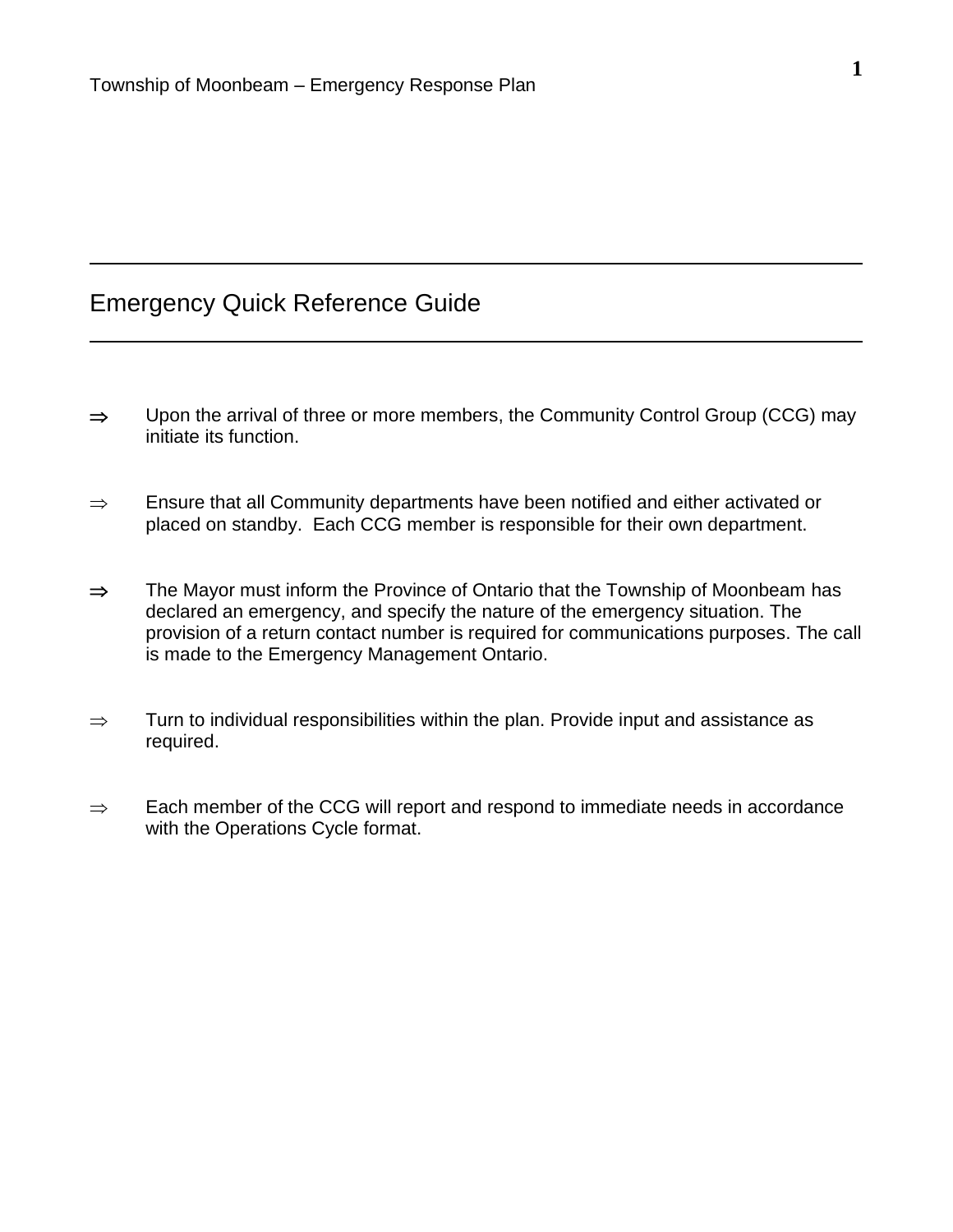# Emergency Quick Reference Guide

⇒ Upon the arrival of three or more members, the Community Control Group (CCG) may initiate its function.

⇒ Ensure that all Community departments have been notified and either activated or placed on standby. Each CCG member is responsible for their own department.

⇒ The Mayor must inform the Province of Ontario that the Township of Moonbeam has declared an emergency, and specify the nature of the emergency situation. The provision of a return contact number is required for communications purposes. The call is made to the Emergency Management Ontario.

⇒ Turn to individual responsibilities within the plan. Provide input and assistance as required.

⇒ Each member of the CCG will report and respond to immediate needs in accordance with the Operations Cycle format.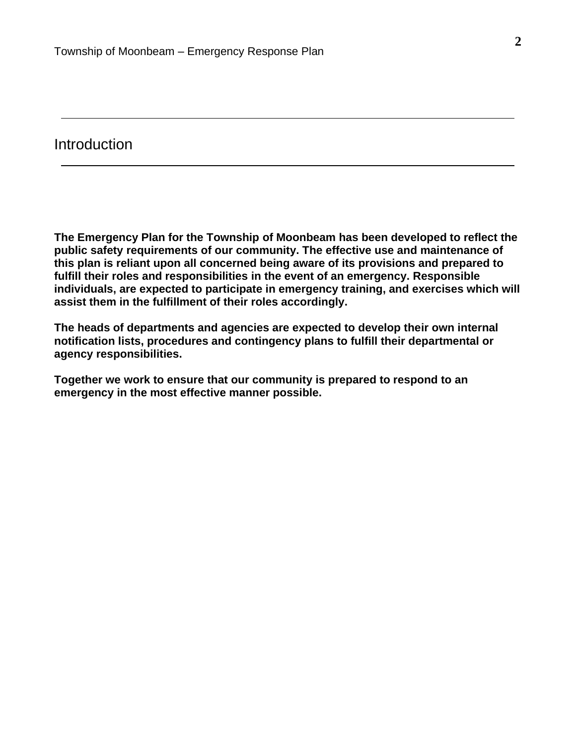# Introduction

**The Emergency Plan for the Township of Moonbeam has been developed to reflect the public safety requirements of our community. The effective use and maintenance of this plan is reliant upon all concerned being aware of its provisions and prepared to fulfill their roles and responsibilities in the event of an emergency. Responsible individuals, are expected to participate in emergency training, and exercises which will assist them in the fulfillment of their roles accordingly.**

**The heads of departments and agencies are expected to develop their own internal notification lists, procedures and contingency plans to fulfill their departmental or agency responsibilities.**

**Together we work to ensure that our community is prepared to respond to an emergency in the most effective manner possible.**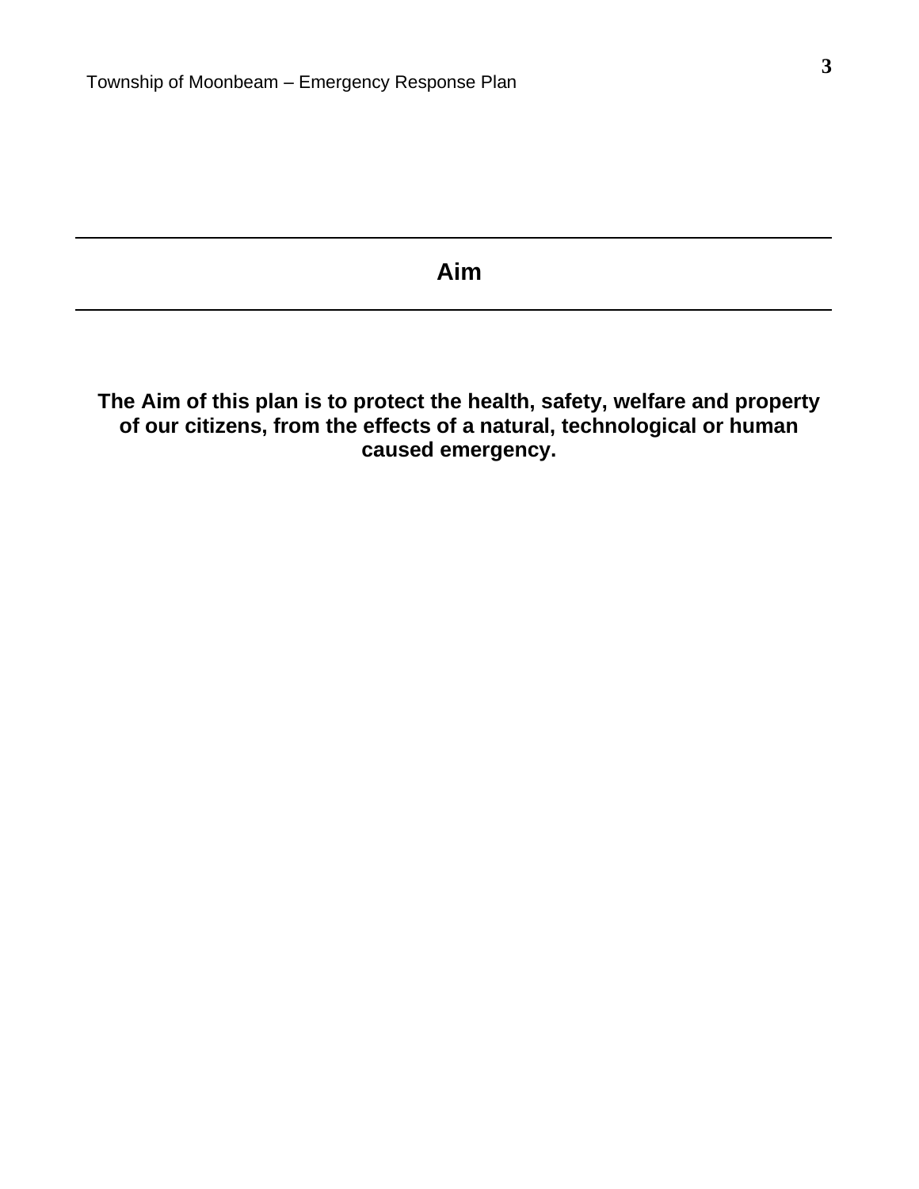# Aim

**The Aim of this plan is to protect the health, safety, welfare and property of our citizens, from the effects of a natural, technological or human caused emergency.**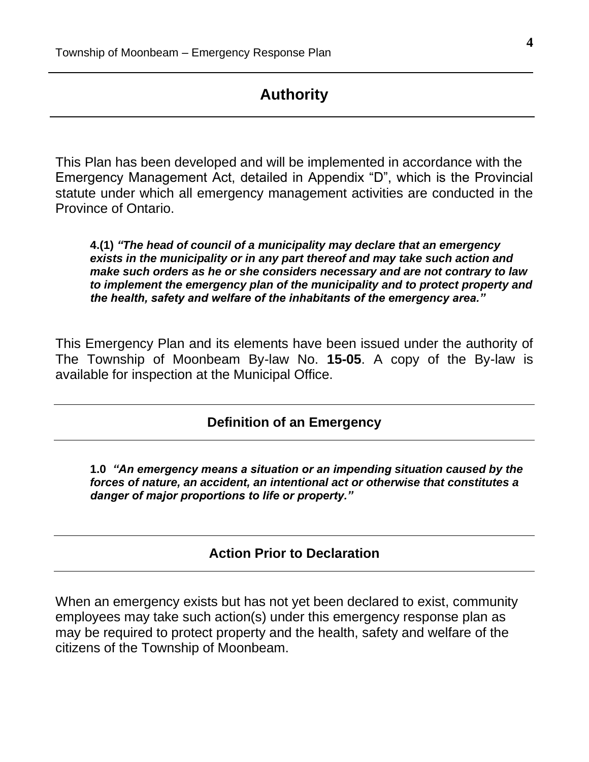## Authority

This Plan has been developed and will be implemented in accordance with the Emergency Management Act, detailed in Appendix "D", which is the Provincial statute under which all emergency management activities are conducted in the Province of Ontario.

> **4.(1)** ***"The head of council of a municipality may declare that an emergency exists in the municipality or in any part thereof and may take such action and make such orders as he or she considers necessary and are not contrary to law to implement the emergency plan of the municipality and to protect property and the health, safety and welfare of the inhabitants of the emergency area."***

This Emergency Plan and its elements have been issued under the authority of The Township of Moonbeam By-law No. **15-05**. A copy of the By-law is available for inspection at the Municipal Office.

### Definition of an Emergency

> **1.0** ***"An emergency means a situation or an impending situation caused by the forces of nature, an accident, an intentional act or otherwise that constitutes a danger of major proportions to life or property."***

### Action Prior to Declaration

When an emergency exists but has not yet been declared to exist, community employees may take such action(s) under this emergency response plan as may be required to protect property and the health, safety and welfare of the citizens of the Township of Moonbeam.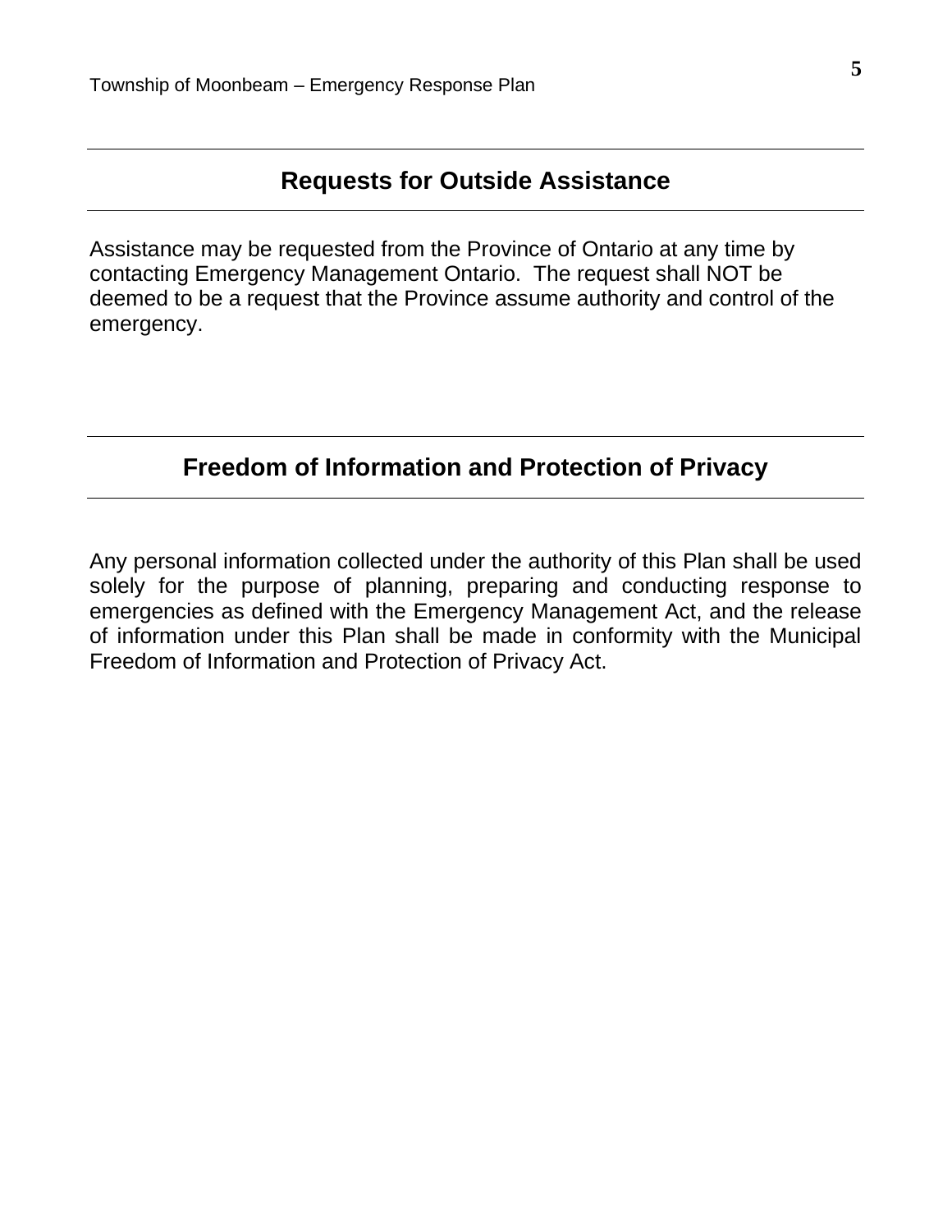## Requests for Outside Assistance

Assistance may be requested from the Province of Ontario at any time by contacting Emergency Management Ontario. The request shall NOT be deemed to be a request that the Province assume authority and control of the emergency.

## Freedom of Information and Protection of Privacy

Any personal information collected under the authority of this Plan shall be used solely for the purpose of planning, preparing and conducting response to emergencies as defined with the Emergency Management Act, and the release of information under this Plan shall be made in conformity with the Municipal Freedom of Information and Protection of Privacy Act.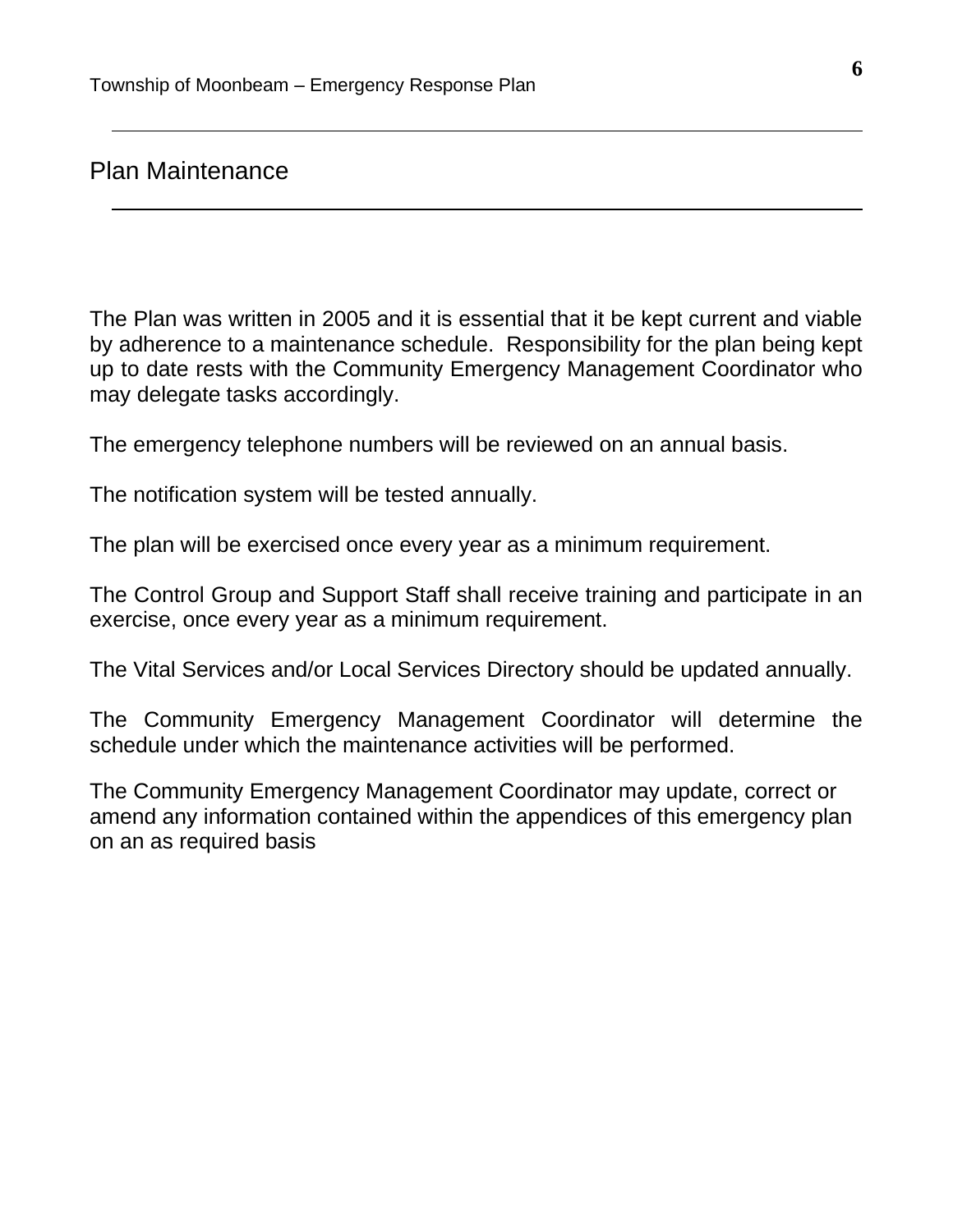## Plan Maintenance

The Plan was written in 2005 and it is essential that it be kept current and viable by adherence to a maintenance schedule. Responsibility for the plan being kept up to date rests with the Community Emergency Management Coordinator who may delegate tasks accordingly.

The emergency telephone numbers will be reviewed on an annual basis.

The notification system will be tested annually.

The plan will be exercised once every year as a minimum requirement.

The Control Group and Support Staff shall receive training and participate in an exercise, once every year as a minimum requirement.

The Vital Services and/or Local Services Directory should be updated annually.

The Community Emergency Management Coordinator will determine the schedule under which the maintenance activities will be performed.

The Community Emergency Management Coordinator may update, correct or amend any information contained within the appendices of this emergency plan on an as required basis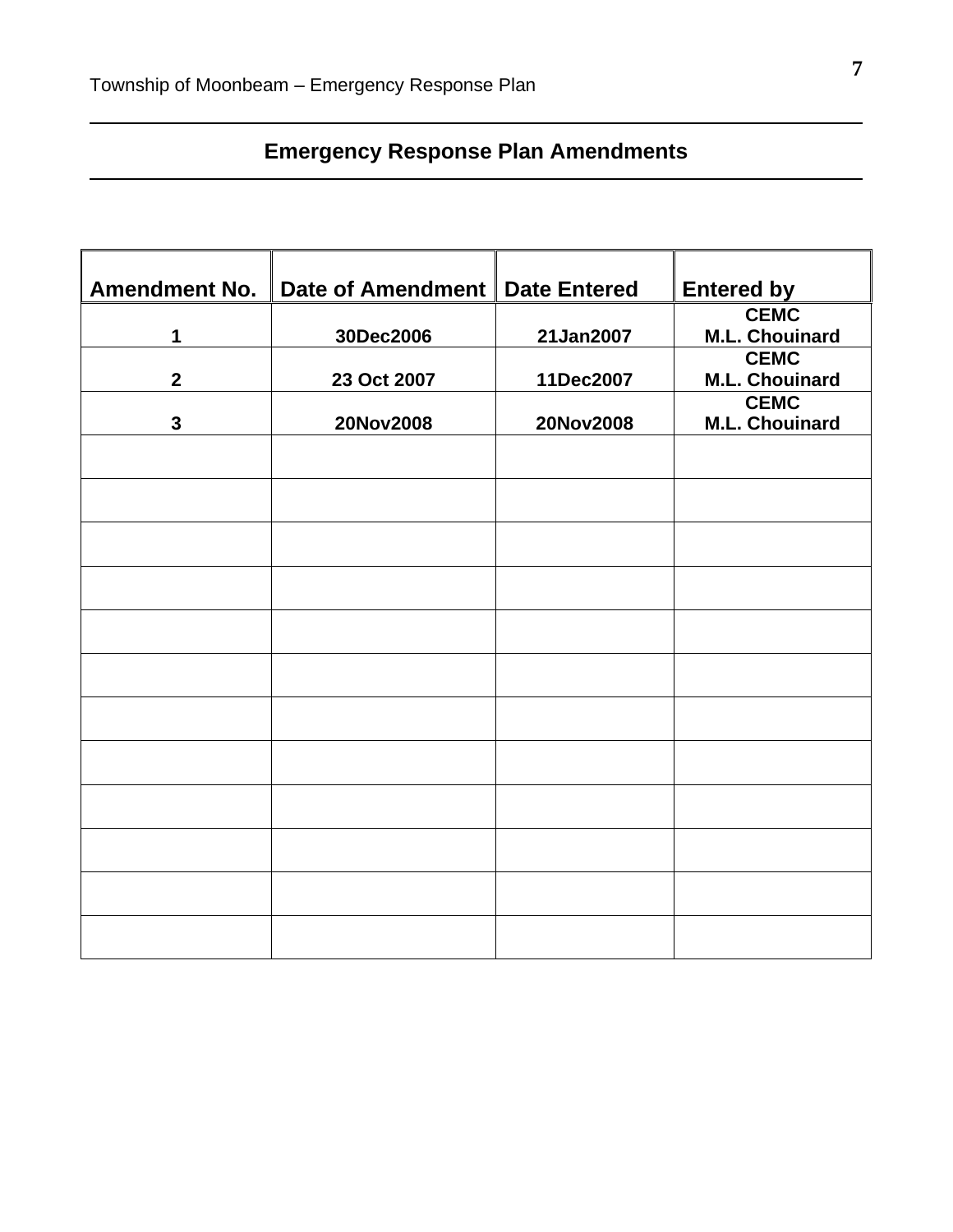## Emergency Response Plan Amendments

| Amendment No. | Date of Amendment | Date Entered | Entered by |
|---|---|---|---|
| 1 | 30Dec2006 | 21Jan2007 | CEMC M.L. Chouinard |
| 2 | 23 Oct 2007 | 11Dec2007 | CEMC M.L. Chouinard |
| 3 | 20Nov2008 | 20Nov2008 | CEMC M.L. Chouinard |
| | | | |
| | | | |
| | | | |
| | | | |
| | | | |
| | | | |
| | | | |
| | | | |
| | | | |
| | | | |
| | | | |
| | | | |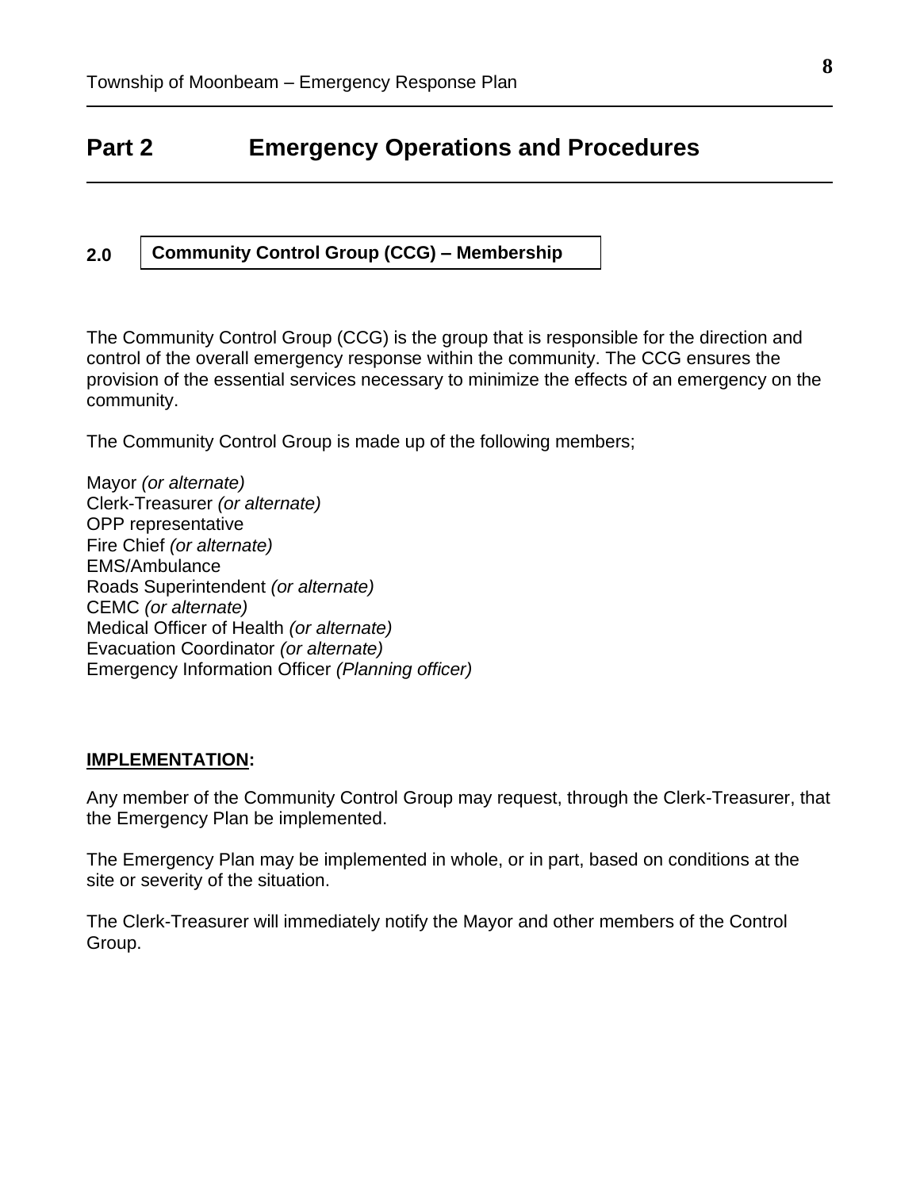# Part 2 Emergency Operations and Procedures

## 2.0 Community Control Group (CCG) – Membership

The Community Control Group (CCG) is the group that is responsible for the direction and control of the overall emergency response within the community. The CCG ensures the provision of the essential services necessary to minimize the effects of an emergency on the community.

The Community Control Group is made up of the following members;

Mayor *(or alternate)*
Clerk-Treasurer *(or alternate)*
OPP representative
Fire Chief *(or alternate)*
EMS/Ambulance
Roads Superintendent *(or alternate)*
CEMC *(or alternate)*
Medical Officer of Health *(or alternate)*
Evacuation Coordinator *(or alternate)*
Emergency Information Officer *(Planning officer)*

**IMPLEMENTATION:**

Any member of the Community Control Group may request, through the Clerk-Treasurer, that the Emergency Plan be implemented.

The Emergency Plan may be implemented in whole, or in part, based on conditions at the site or severity of the situation.

The Clerk-Treasurer will immediately notify the Mayor and other members of the Control Group.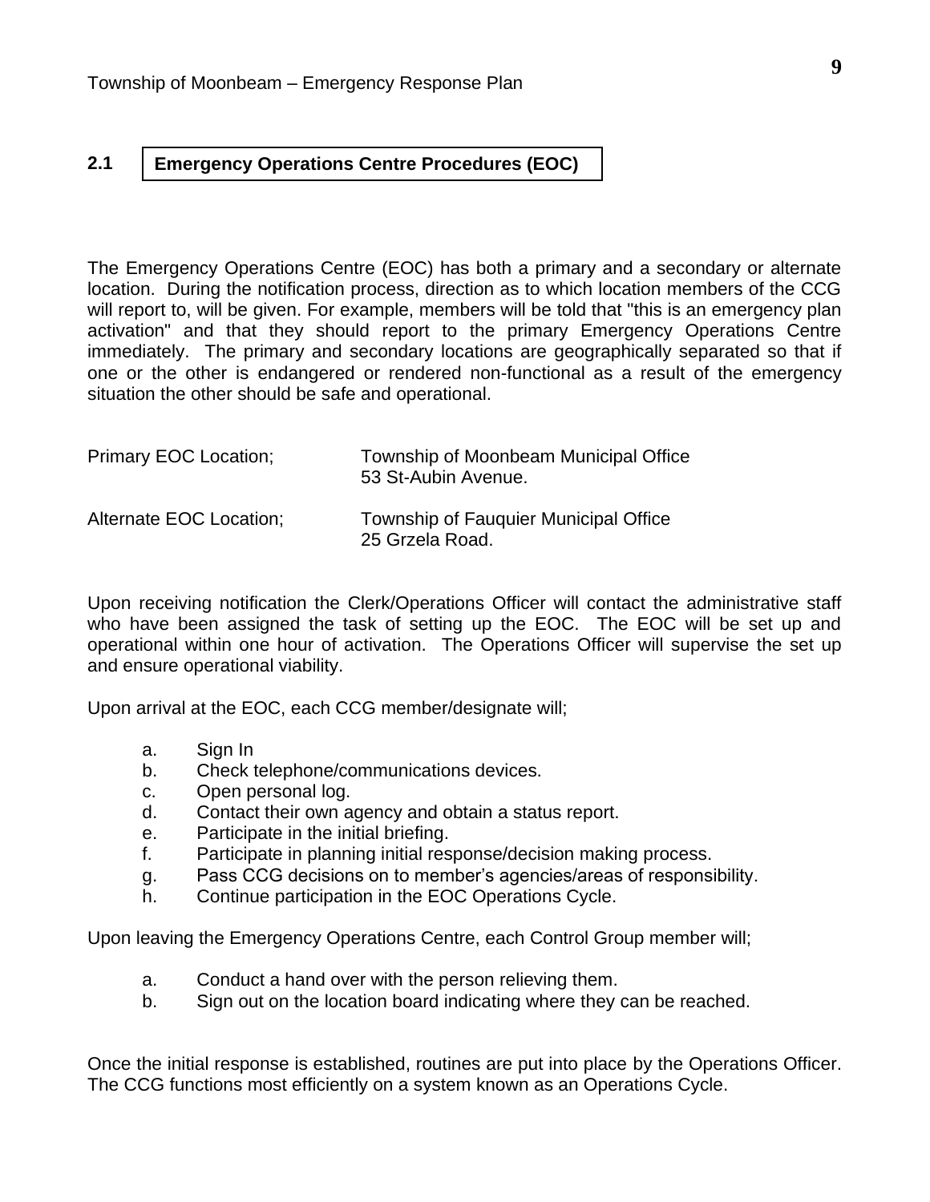## 2.1 Emergency Operations Centre Procedures (EOC)

The Emergency Operations Centre (EOC) has both a primary and a secondary or alternate location. During the notification process, direction as to which location members of the CCG will report to, will be given. For example, members will be told that "this is an emergency plan activation" and that they should report to the primary Emergency Operations Centre immediately. The primary and secondary locations are geographically separated so that if one or the other is endangered or rendered non-functional as a result of the emergency situation the other should be safe and operational.

| | |
|---|---|
| Primary EOC Location; | Township of Moonbeam Municipal Office<br>53 St-Aubin Avenue. |
| Alternate EOC Location; | Township of Fauquier Municipal Office<br>25 Grzela Road. |

Upon receiving notification the Clerk/Operations Officer will contact the administrative staff who have been assigned the task of setting up the EOC. The EOC will be set up and operational within one hour of activation. The Operations Officer will supervise the set up and ensure operational viability.

Upon arrival at the EOC, each CCG member/designate will;

a. Sign In
b. Check telephone/communications devices.
c. Open personal log.
d. Contact their own agency and obtain a status report.
e. Participate in the initial briefing.
f. Participate in planning initial response/decision making process.
g. Pass CCG decisions on to member's agencies/areas of responsibility.
h. Continue participation in the EOC Operations Cycle.

Upon leaving the Emergency Operations Centre, each Control Group member will;

a. Conduct a hand over with the person relieving them.
b. Sign out on the location board indicating where they can be reached.

Once the initial response is established, routines are put into place by the Operations Officer. The CCG functions most efficiently on a system known as an Operations Cycle.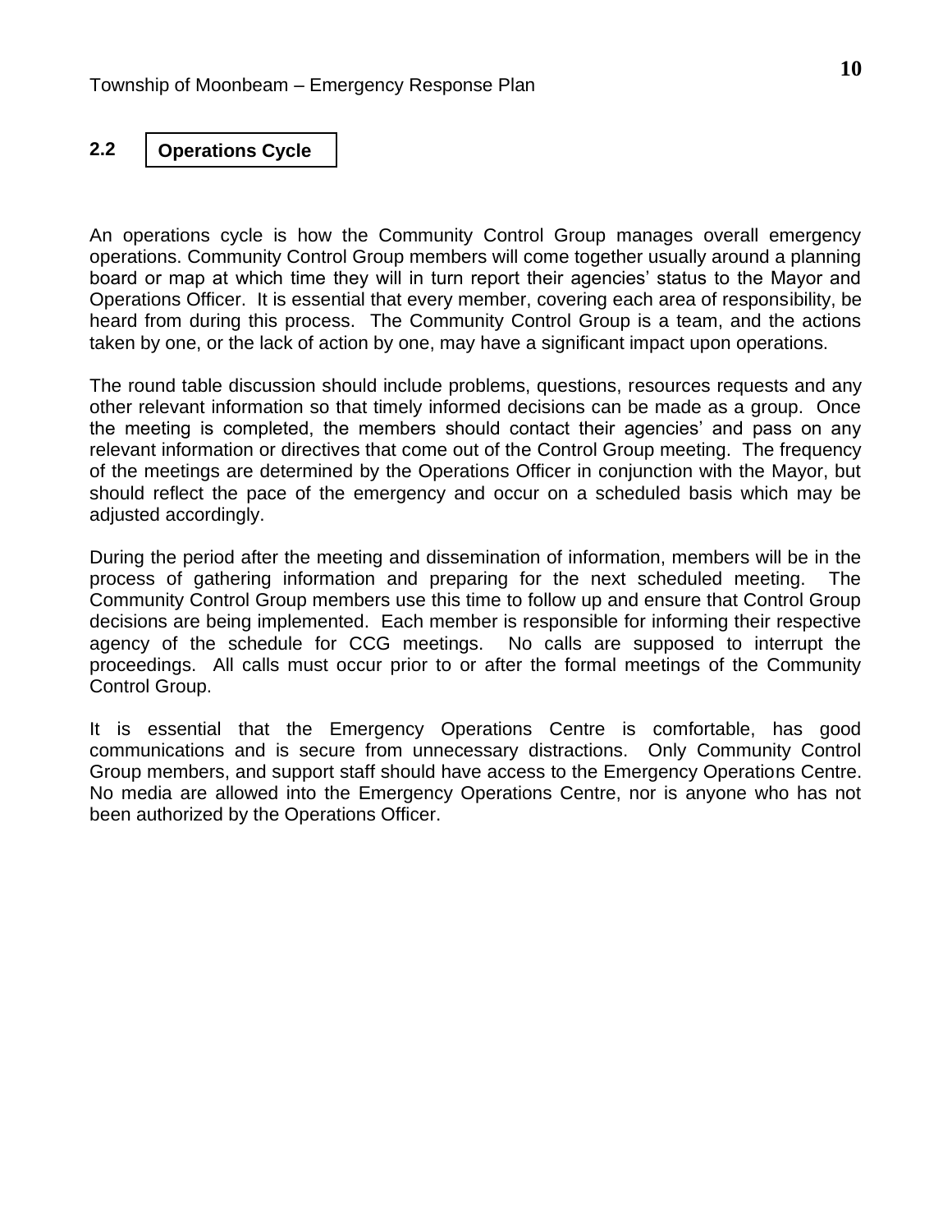## 2.2 Operations Cycle

An operations cycle is how the Community Control Group manages overall emergency operations. Community Control Group members will come together usually around a planning board or map at which time they will in turn report their agencies' status to the Mayor and Operations Officer. It is essential that every member, covering each area of responsibility, be heard from during this process. The Community Control Group is a team, and the actions taken by one, or the lack of action by one, may have a significant impact upon operations.

The round table discussion should include problems, questions, resources requests and any other relevant information so that timely informed decisions can be made as a group. Once the meeting is completed, the members should contact their agencies' and pass on any relevant information or directives that come out of the Control Group meeting. The frequency of the meetings are determined by the Operations Officer in conjunction with the Mayor, but should reflect the pace of the emergency and occur on a scheduled basis which may be adjusted accordingly.

During the period after the meeting and dissemination of information, members will be in the process of gathering information and preparing for the next scheduled meeting. The Community Control Group members use this time to follow up and ensure that Control Group decisions are being implemented. Each member is responsible for informing their respective agency of the schedule for CCG meetings. No calls are supposed to interrupt the proceedings. All calls must occur prior to or after the formal meetings of the Community Control Group.

It is essential that the Emergency Operations Centre is comfortable, has good communications and is secure from unnecessary distractions. Only Community Control Group members, and support staff should have access to the Emergency Operations Centre. No media are allowed into the Emergency Operations Centre, nor is anyone who has not been authorized by the Operations Officer.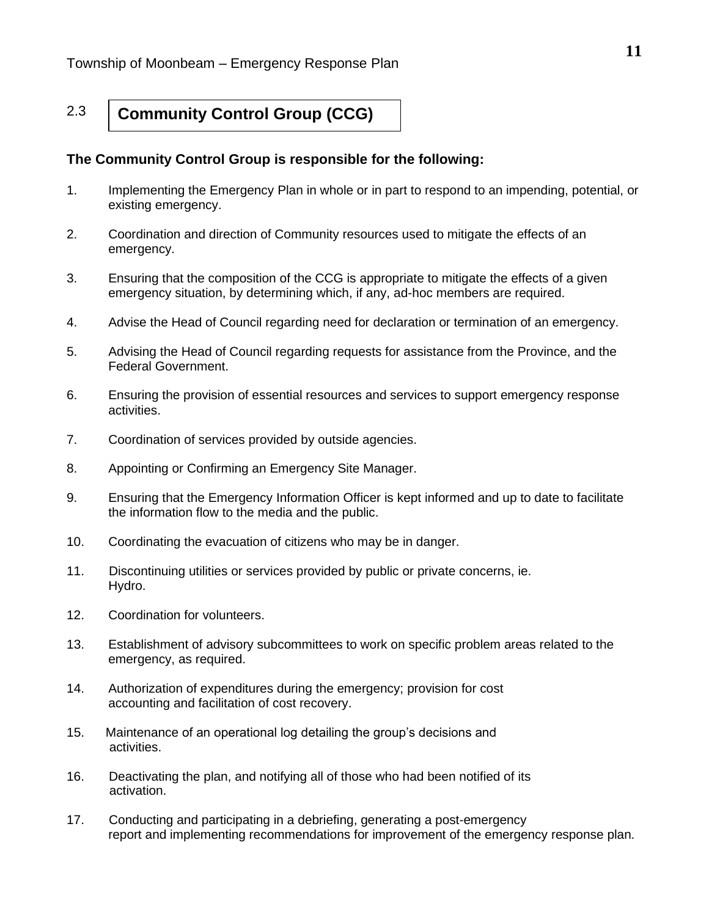## 2.3 Community Control Group (CCG)

**The Community Control Group is responsible for the following:**

1. Implementing the Emergency Plan in whole or in part to respond to an impending, potential, or existing emergency.
2. Coordination and direction of Community resources used to mitigate the effects of an emergency.
3. Ensuring that the composition of the CCG is appropriate to mitigate the effects of a given emergency situation, by determining which, if any, ad-hoc members are required.
4. Advise the Head of Council regarding need for declaration or termination of an emergency.
5. Advising the Head of Council regarding requests for assistance from the Province, and the Federal Government.
6. Ensuring the provision of essential resources and services to support emergency response activities.
7. Coordination of services provided by outside agencies.
8. Appointing or Confirming an Emergency Site Manager.
9. Ensuring that the Emergency Information Officer is kept informed and up to date to facilitate the information flow to the media and the public.
10. Coordinating the evacuation of citizens who may be in danger.
11. Discontinuing utilities or services provided by public or private concerns, ie. Hydro.
12. Coordination for volunteers.
13. Establishment of advisory subcommittees to work on specific problem areas related to the emergency, as required.
14. Authorization of expenditures during the emergency; provision for cost accounting and facilitation of cost recovery.
15. Maintenance of an operational log detailing the group's decisions and activities.
16. Deactivating the plan, and notifying all of those who had been notified of its activation.
17. Conducting and participating in a debriefing, generating a post-emergency report and implementing recommendations for improvement of the emergency response plan.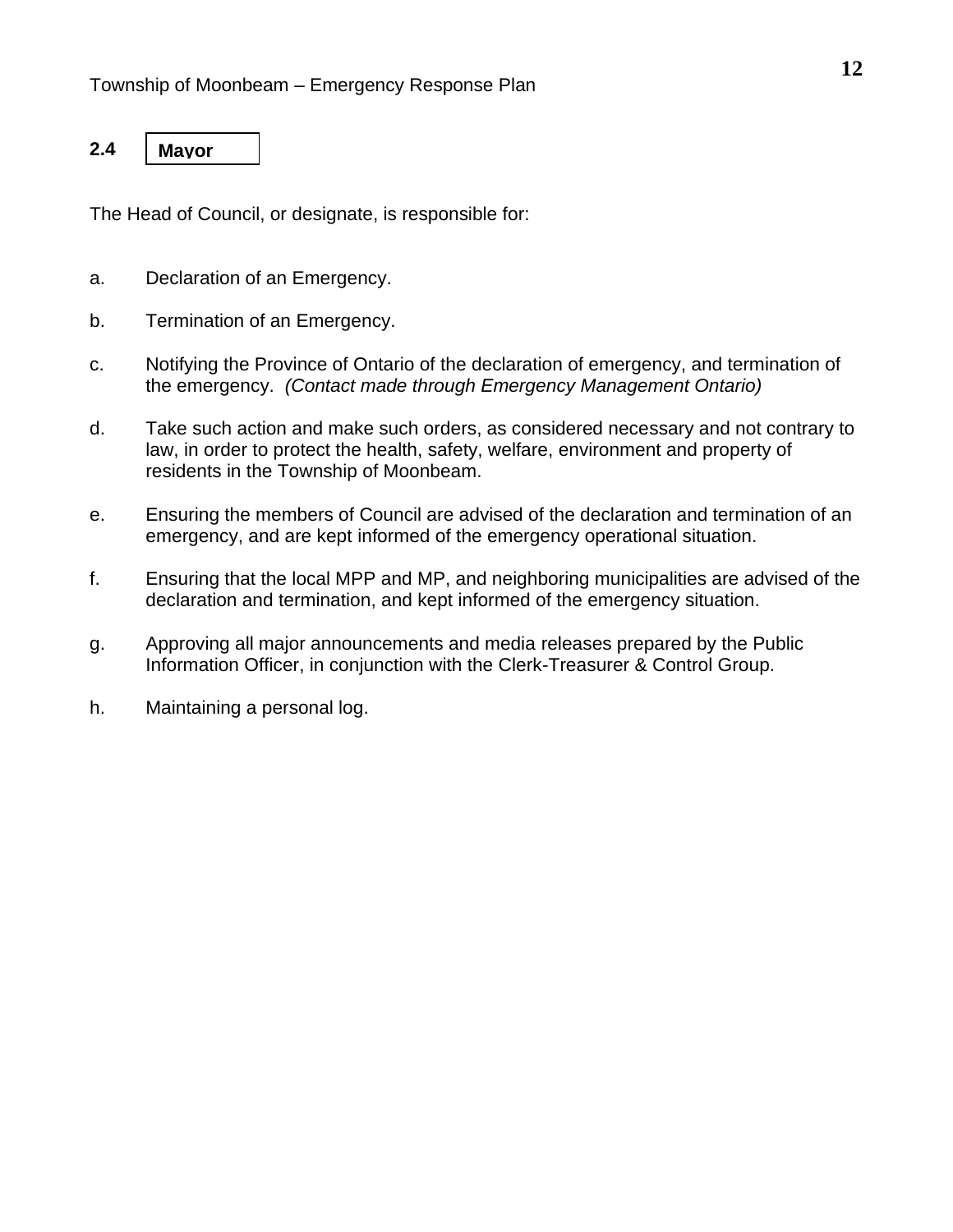## 2.4 Mayor

The Head of Council, or designate, is responsible for:

a. Declaration of an Emergency.

b. Termination of an Emergency.

c. Notifying the Province of Ontario of the declaration of emergency, and termination of the emergency. *(Contact made through Emergency Management Ontario)*

d. Take such action and make such orders, as considered necessary and not contrary to law, in order to protect the health, safety, welfare, environment and property of residents in the Township of Moonbeam.

e. Ensuring the members of Council are advised of the declaration and termination of an emergency, and are kept informed of the emergency operational situation.

f. Ensuring that the local MPP and MP, and neighboring municipalities are advised of the declaration and termination, and kept informed of the emergency situation.

g. Approving all major announcements and media releases prepared by the Public Information Officer, in conjunction with the Clerk-Treasurer & Control Group.

h. Maintaining a personal log.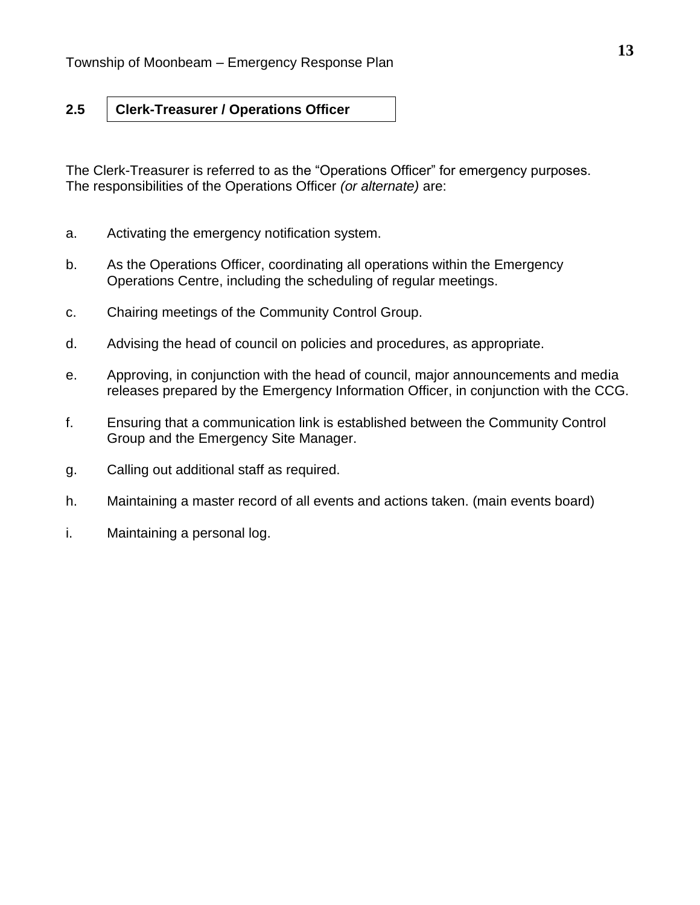## 2.5 Clerk-Treasurer / Operations Officer

The Clerk-Treasurer is referred to as the "Operations Officer" for emergency purposes. The responsibilities of the Operations Officer *(or alternate)* are:

a. Activating the emergency notification system.

b. As the Operations Officer, coordinating all operations within the Emergency Operations Centre, including the scheduling of regular meetings.

c. Chairing meetings of the Community Control Group.

d. Advising the head of council on policies and procedures, as appropriate.

e. Approving, in conjunction with the head of council, major announcements and media releases prepared by the Emergency Information Officer, in conjunction with the CCG.

f. Ensuring that a communication link is established between the Community Control Group and the Emergency Site Manager.

g. Calling out additional staff as required.

h. Maintaining a master record of all events and actions taken. (main events board)

i. Maintaining a personal log.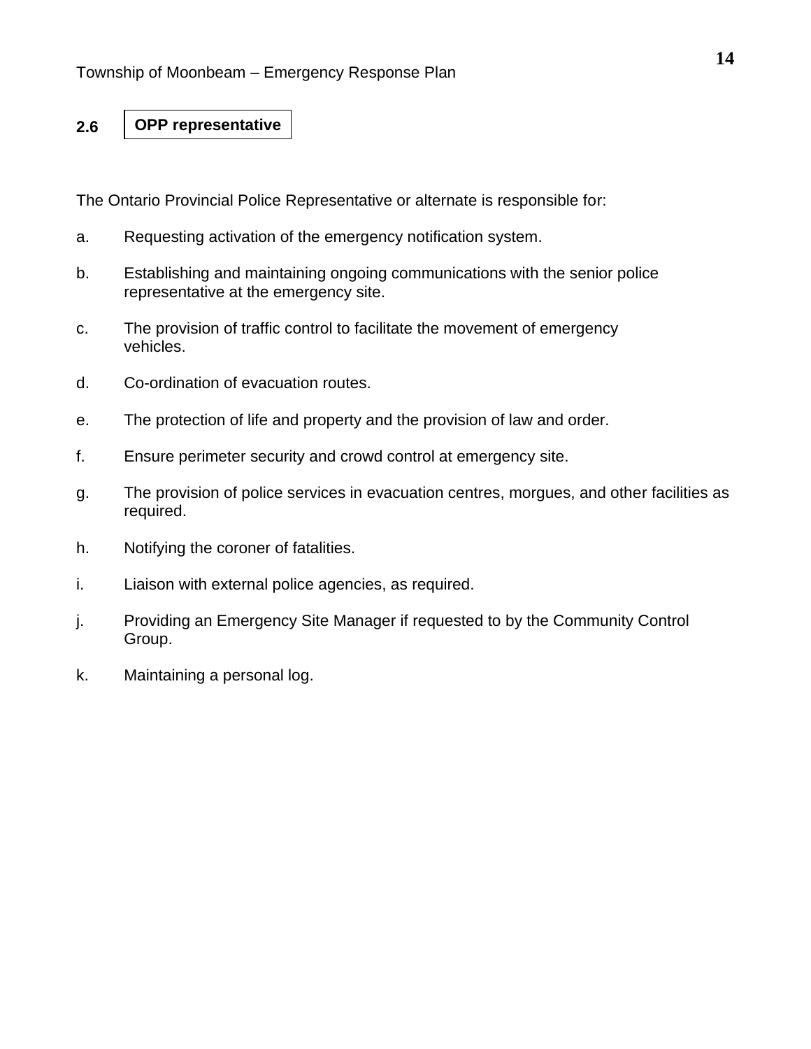## 2.6 OPP representative

The Ontario Provincial Police Representative or alternate is responsible for:

a. Requesting activation of the emergency notification system.

b. Establishing and maintaining ongoing communications with the senior police representative at the emergency site.

c. The provision of traffic control to facilitate the movement of emergency vehicles.

d. Co-ordination of evacuation routes.

e. The protection of life and property and the provision of law and order.

f. Ensure perimeter security and crowd control at emergency site.

g. The provision of police services in evacuation centres, morgues, and other facilities as required.

h. Notifying the coroner of fatalities.

i. Liaison with external police agencies, as required.

j. Providing an Emergency Site Manager if requested to by the Community Control Group.

k. Maintaining a personal log.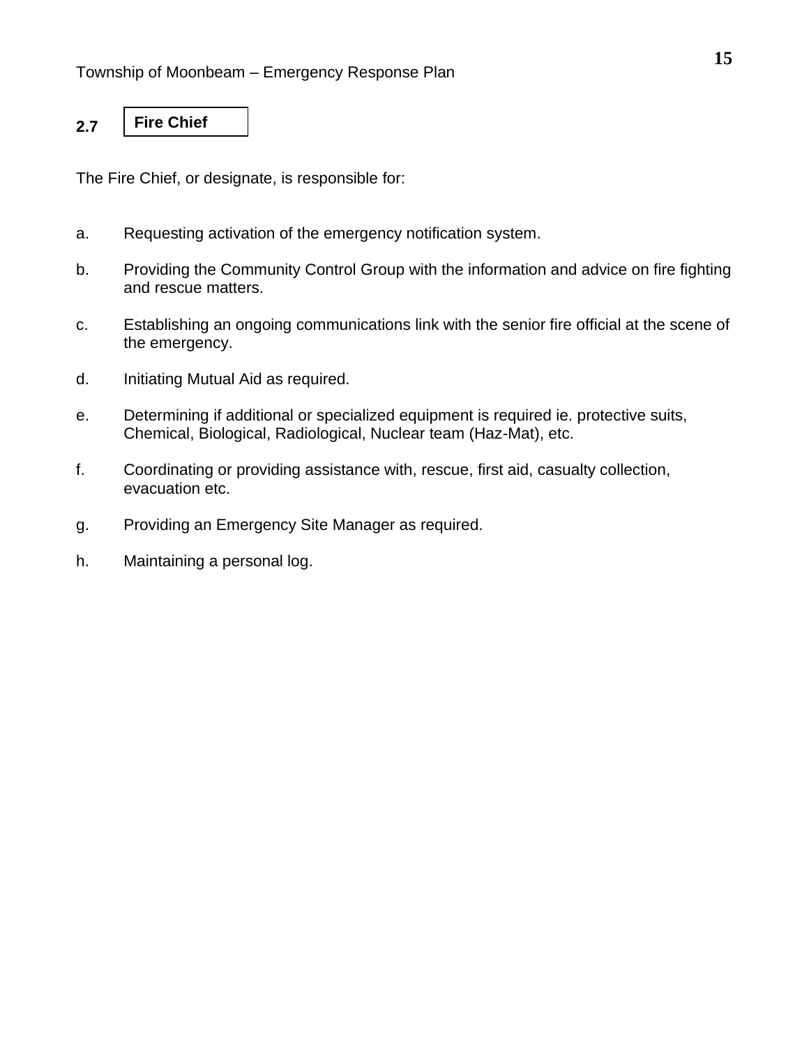## 2.7 Fire Chief

The Fire Chief, or designate, is responsible for:

a. Requesting activation of the emergency notification system.

b. Providing the Community Control Group with the information and advice on fire fighting and rescue matters.

c. Establishing an ongoing communications link with the senior fire official at the scene of the emergency.

d. Initiating Mutual Aid as required.

e. Determining if additional or specialized equipment is required ie. protective suits, Chemical, Biological, Radiological, Nuclear team (Haz-Mat), etc.

f. Coordinating or providing assistance with, rescue, first aid, casualty collection, evacuation etc.

g. Providing an Emergency Site Manager as required.

h. Maintaining a personal log.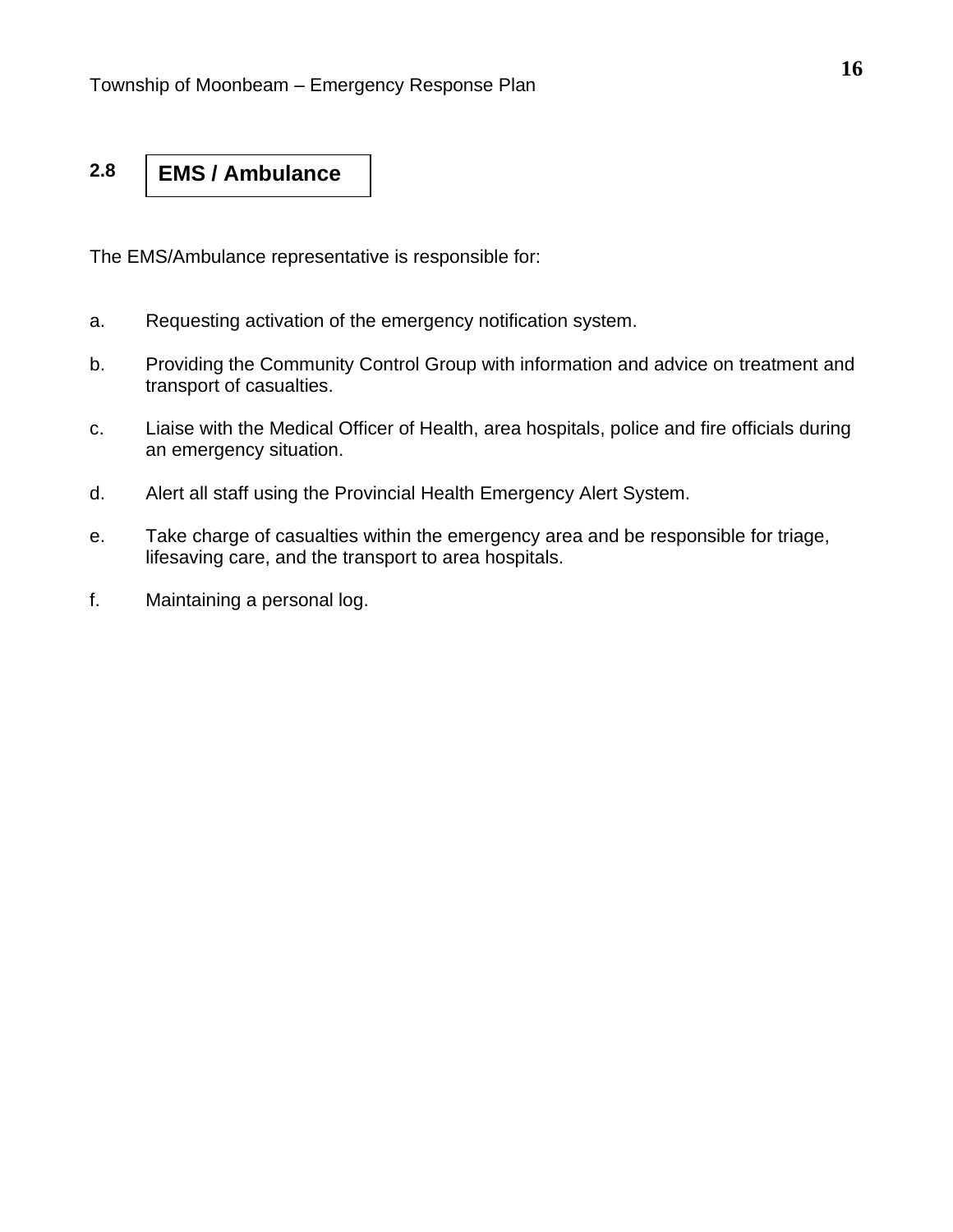## 2.8 EMS / Ambulance

The EMS/Ambulance representative is responsible for:

a. Requesting activation of the emergency notification system.

b. Providing the Community Control Group with information and advice on treatment and transport of casualties.

c. Liaise with the Medical Officer of Health, area hospitals, police and fire officials during an emergency situation.

d. Alert all staff using the Provincial Health Emergency Alert System.

e. Take charge of casualties within the emergency area and be responsible for triage, lifesaving care, and the transport to area hospitals.

f. Maintaining a personal log.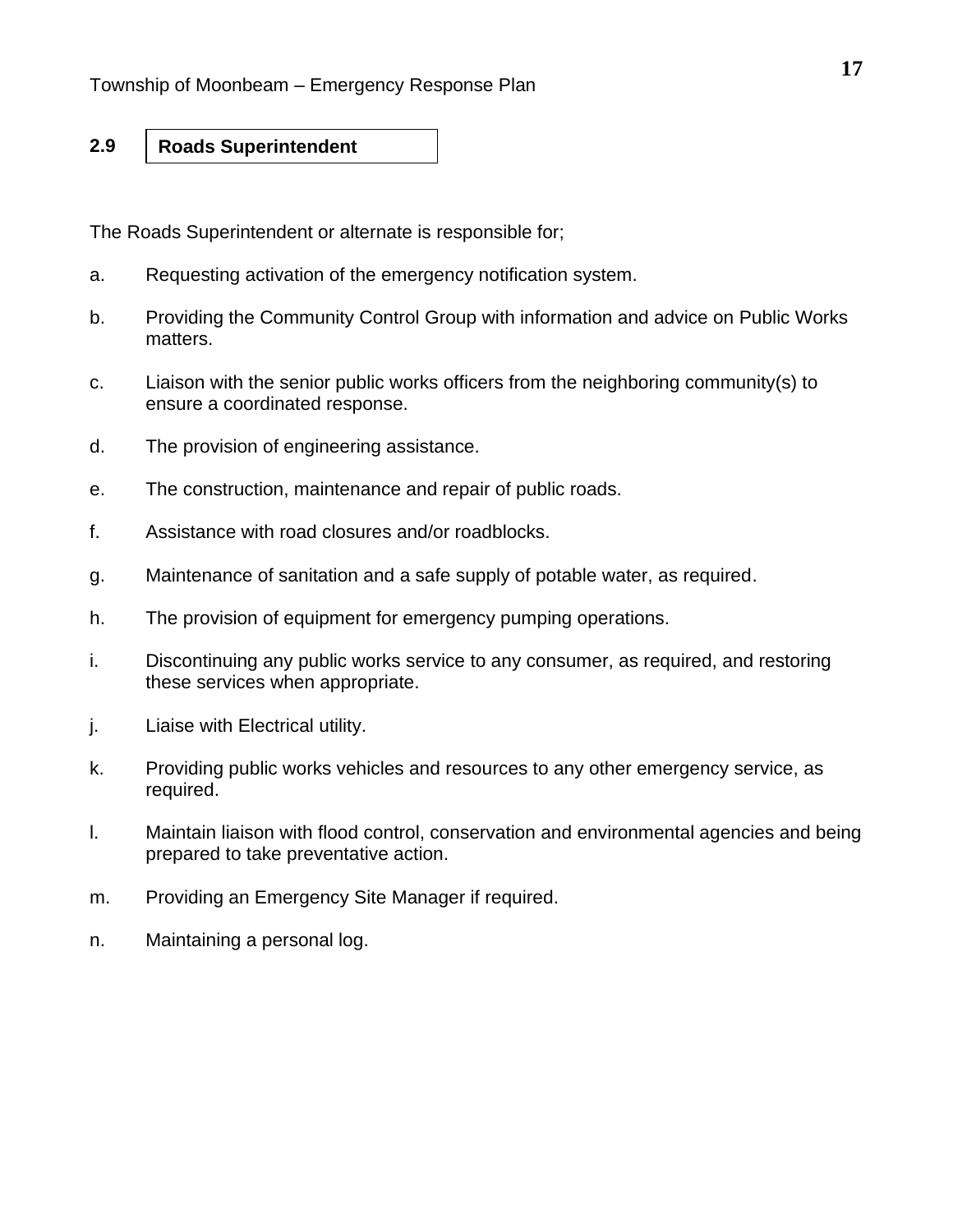## 2.9 Roads Superintendent

The Roads Superintendent or alternate is responsible for;

a. Requesting activation of the emergency notification system.

b. Providing the Community Control Group with information and advice on Public Works matters.

c. Liaison with the senior public works officers from the neighboring community(s) to ensure a coordinated response.

d. The provision of engineering assistance.

e. The construction, maintenance and repair of public roads.

f. Assistance with road closures and/or roadblocks.

g. Maintenance of sanitation and a safe supply of potable water, as required.

h. The provision of equipment for emergency pumping operations.

i. Discontinuing any public works service to any consumer, as required, and restoring these services when appropriate.

j. Liaise with Electrical utility.

k. Providing public works vehicles and resources to any other emergency service, as required.

l. Maintain liaison with flood control, conservation and environmental agencies and being prepared to take preventative action.

m. Providing an Emergency Site Manager if required.

n. Maintaining a personal log.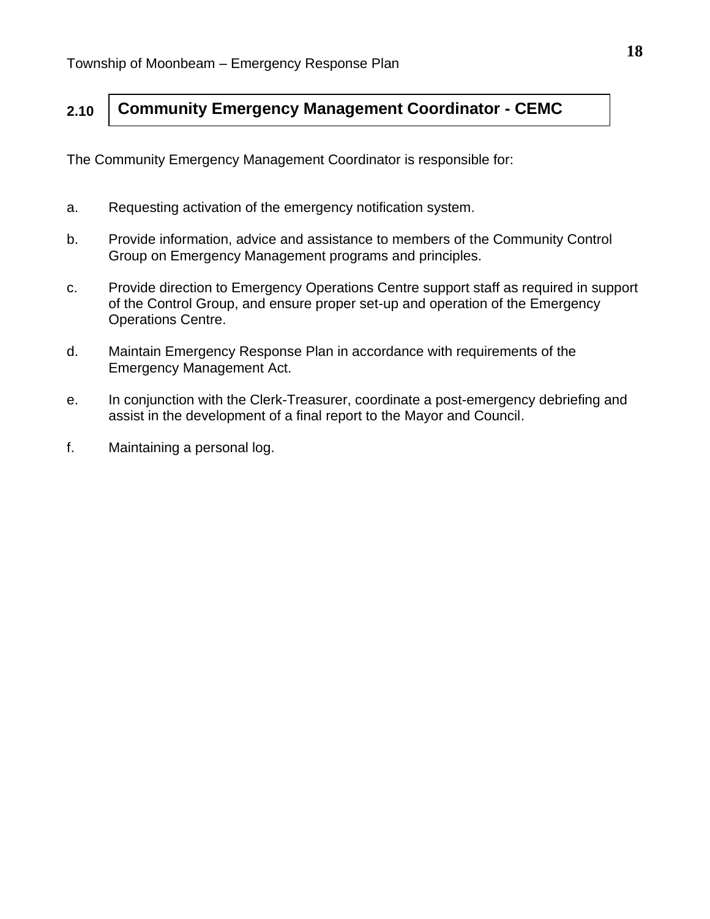## 2.10 Community Emergency Management Coordinator - CEMC

The Community Emergency Management Coordinator is responsible for:

a. Requesting activation of the emergency notification system.

b. Provide information, advice and assistance to members of the Community Control Group on Emergency Management programs and principles.

c. Provide direction to Emergency Operations Centre support staff as required in support of the Control Group, and ensure proper set-up and operation of the Emergency Operations Centre.

d. Maintain Emergency Response Plan in accordance with requirements of the Emergency Management Act.

e. In conjunction with the Clerk-Treasurer, coordinate a post-emergency debriefing and assist in the development of a final report to the Mayor and Council.

f. Maintaining a personal log.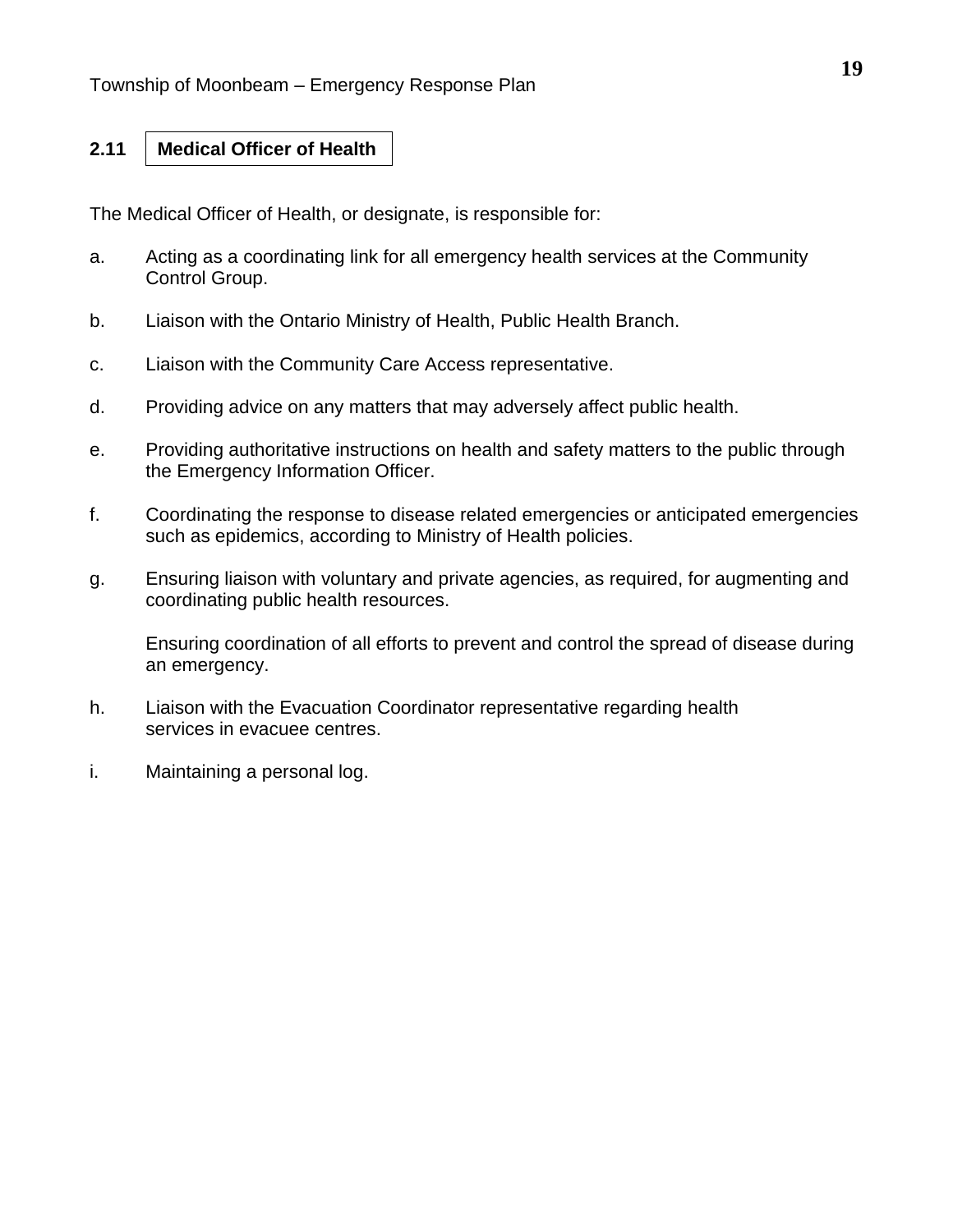## 2.11 Medical Officer of Health

The Medical Officer of Health, or designate, is responsible for:

a. Acting as a coordinating link for all emergency health services at the Community Control Group.

b. Liaison with the Ontario Ministry of Health, Public Health Branch.

c. Liaison with the Community Care Access representative.

d. Providing advice on any matters that may adversely affect public health.

e. Providing authoritative instructions on health and safety matters to the public through the Emergency Information Officer.

f. Coordinating the response to disease related emergencies or anticipated emergencies such as epidemics, according to Ministry of Health policies.

g. Ensuring liaison with voluntary and private agencies, as required, for augmenting and coordinating public health resources.

   Ensuring coordination of all efforts to prevent and control the spread of disease during an emergency.

h. Liaison with the Evacuation Coordinator representative regarding health services in evacuee centres.

i. Maintaining a personal log.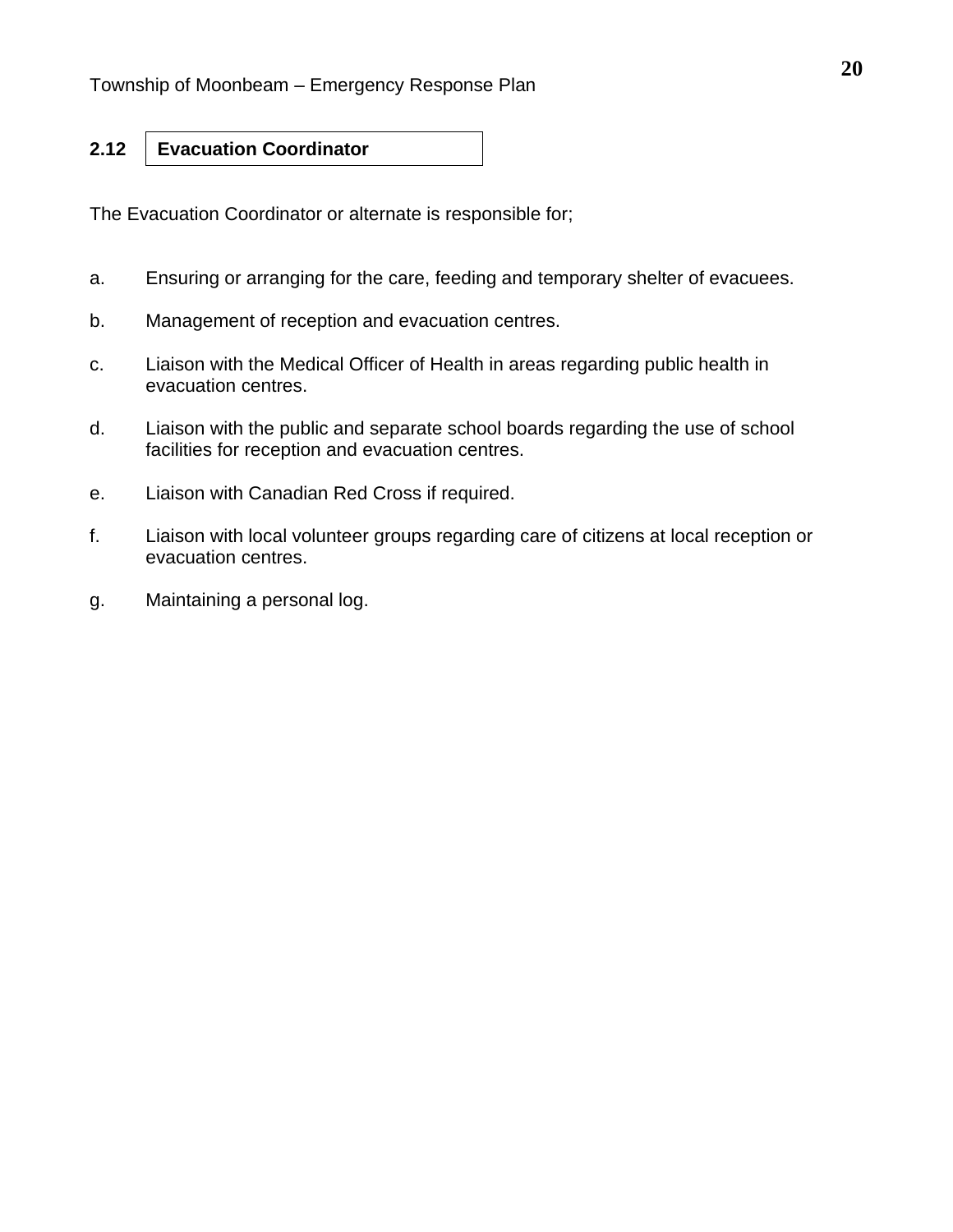## 2.12 Evacuation Coordinator

The Evacuation Coordinator or alternate is responsible for;

a. Ensuring or arranging for the care, feeding and temporary shelter of evacuees.

b. Management of reception and evacuation centres.

c. Liaison with the Medical Officer of Health in areas regarding public health in evacuation centres.

d. Liaison with the public and separate school boards regarding the use of school facilities for reception and evacuation centres.

e. Liaison with Canadian Red Cross if required.

f. Liaison with local volunteer groups regarding care of citizens at local reception or evacuation centres.

g. Maintaining a personal log.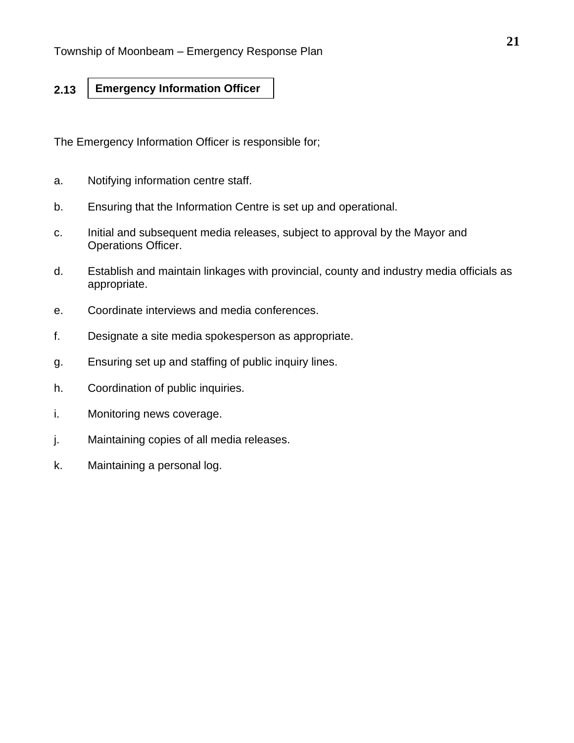## 2.13 Emergency Information Officer

The Emergency Information Officer is responsible for;

a. Notifying information centre staff.

b. Ensuring that the Information Centre is set up and operational.

c. Initial and subsequent media releases, subject to approval by the Mayor and Operations Officer.

d. Establish and maintain linkages with provincial, county and industry media officials as appropriate.

e. Coordinate interviews and media conferences.

f. Designate a site media spokesperson as appropriate.

g. Ensuring set up and staffing of public inquiry lines.

h. Coordination of public inquiries.

i. Monitoring news coverage.

j. Maintaining copies of all media releases.

k. Maintaining a personal log.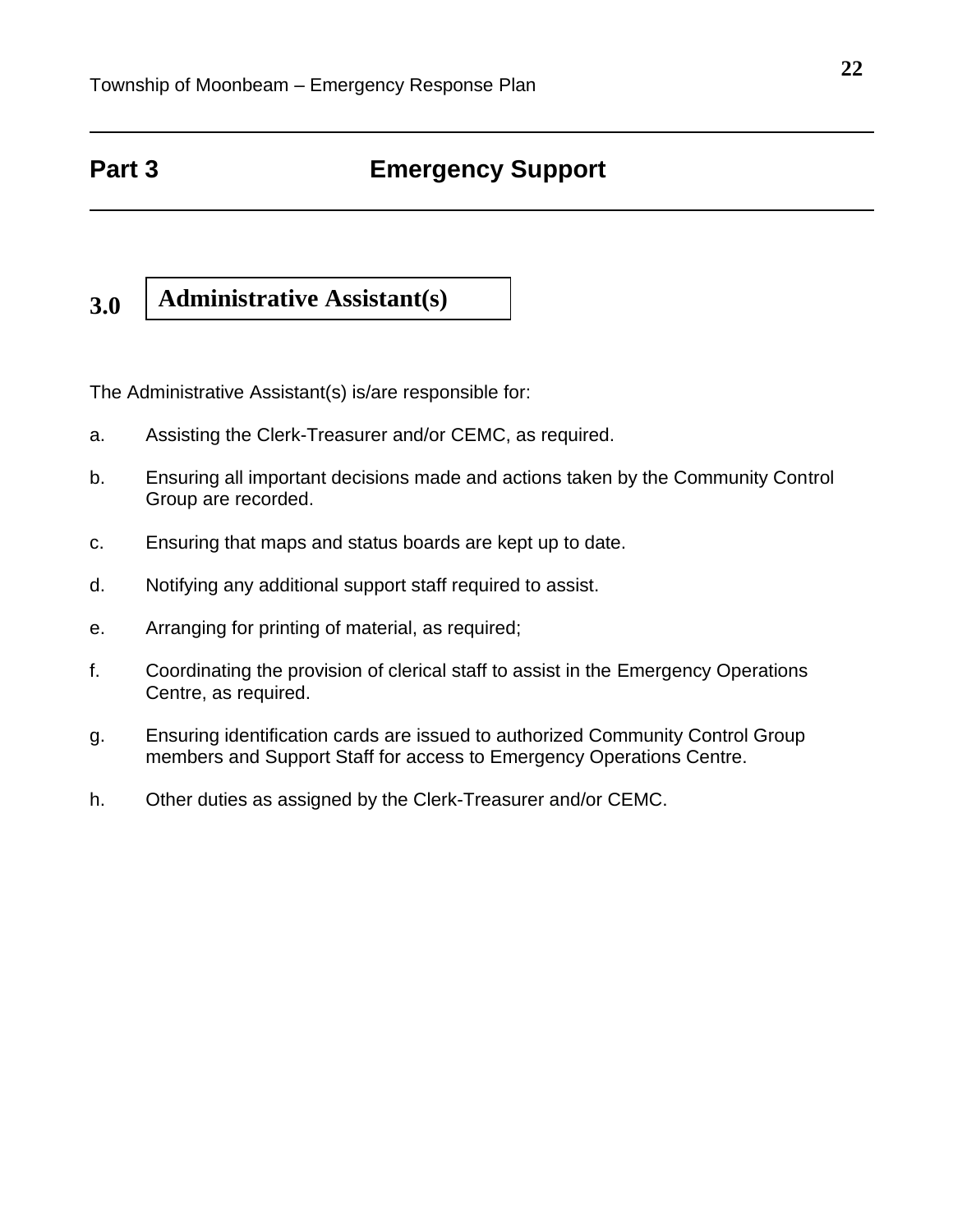# Part 3 Emergency Support

## 3.0 Administrative Assistant(s)

The Administrative Assistant(s) is/are responsible for:

a. Assisting the Clerk-Treasurer and/or CEMC, as required.

b. Ensuring all important decisions made and actions taken by the Community Control Group are recorded.

c. Ensuring that maps and status boards are kept up to date.

d. Notifying any additional support staff required to assist.

e. Arranging for printing of material, as required;

f. Coordinating the provision of clerical staff to assist in the Emergency Operations Centre, as required.

g. Ensuring identification cards are issued to authorized Community Control Group members and Support Staff for access to Emergency Operations Centre.

h. Other duties as assigned by the Clerk-Treasurer and/or CEMC.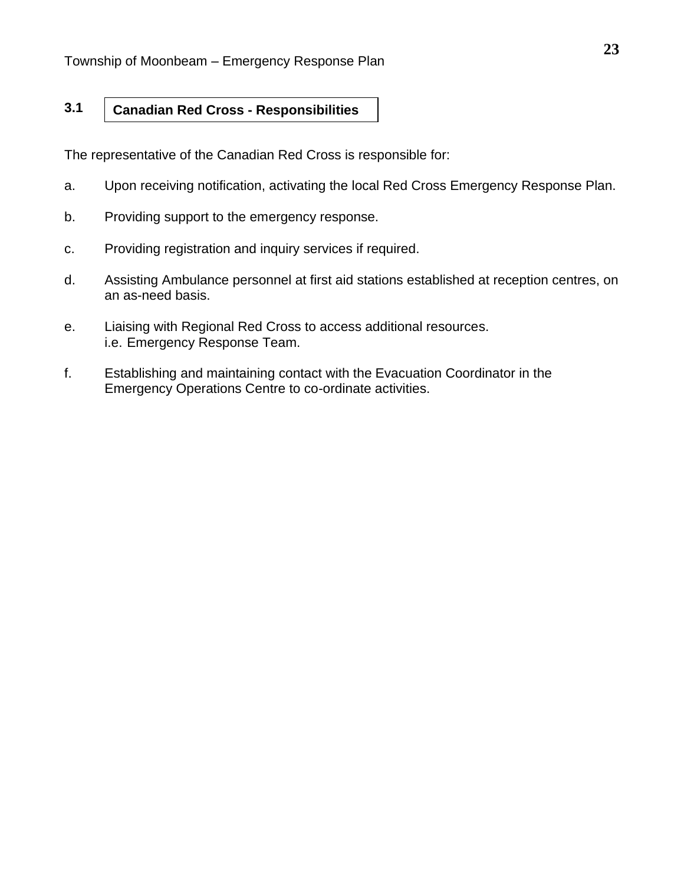## 3.1 Canadian Red Cross - Responsibilities

The representative of the Canadian Red Cross is responsible for:

a. Upon receiving notification, activating the local Red Cross Emergency Response Plan.

b. Providing support to the emergency response.

c. Providing registration and inquiry services if required.

d. Assisting Ambulance personnel at first aid stations established at reception centres, on an as-need basis.

e. Liaising with Regional Red Cross to access additional resources. i.e. Emergency Response Team.

f. Establishing and maintaining contact with the Evacuation Coordinator in the Emergency Operations Centre to co-ordinate activities.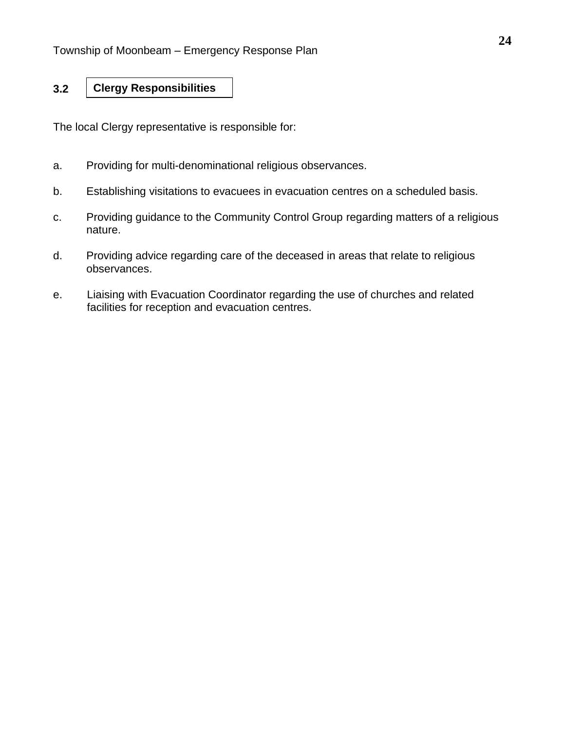## 3.2 Clergy Responsibilities

The local Clergy representative is responsible for:

a. Providing for multi-denominational religious observances.

b. Establishing visitations to evacuees in evacuation centres on a scheduled basis.

c. Providing guidance to the Community Control Group regarding matters of a religious nature.

d. Providing advice regarding care of the deceased in areas that relate to religious observances.

e. Liaising with Evacuation Coordinator regarding the use of churches and related facilities for reception and evacuation centres.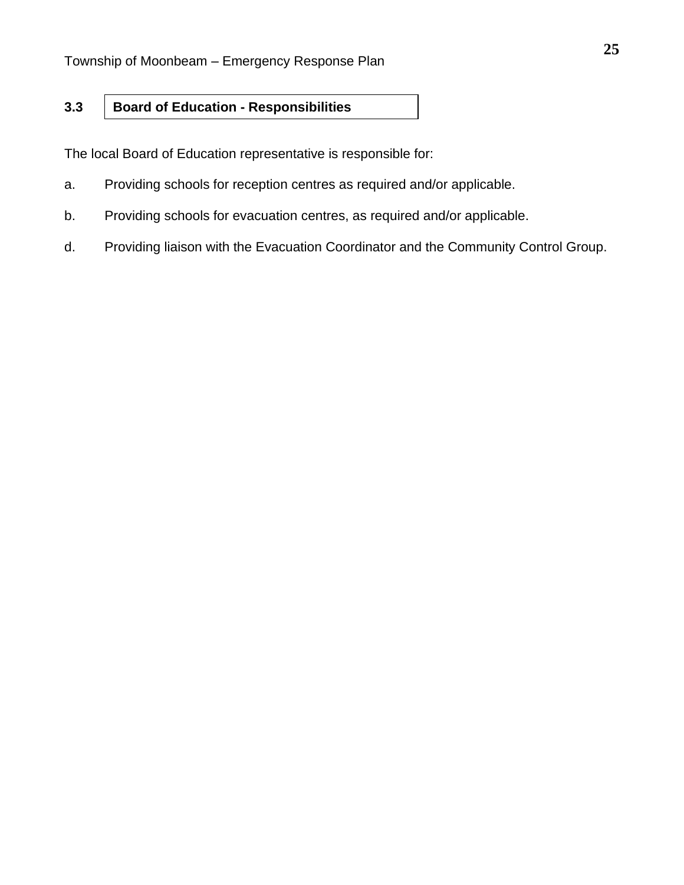### 3.3 Board of Education - Responsibilities

The local Board of Education representative is responsible for:

a. Providing schools for reception centres as required and/or applicable.

b. Providing schools for evacuation centres, as required and/or applicable.

d. Providing liaison with the Evacuation Coordinator and the Community Control Group.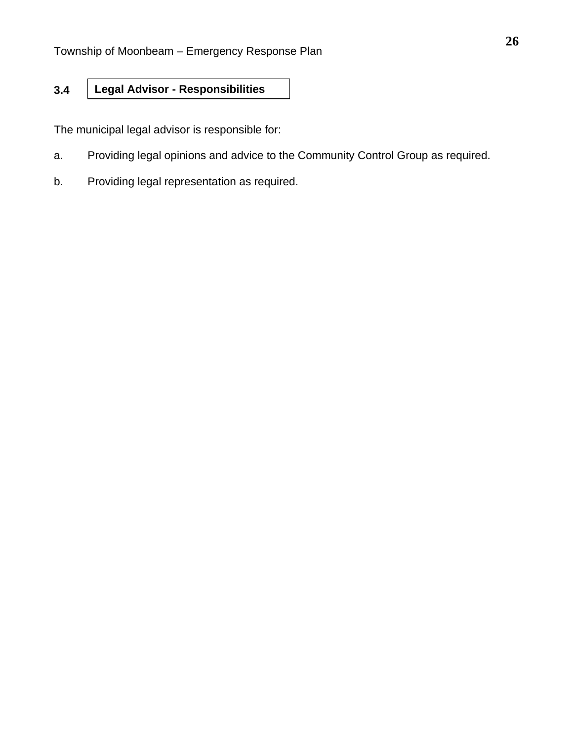## 3.4 Legal Advisor - Responsibilities

The municipal legal advisor is responsible for:

a. Providing legal opinions and advice to the Community Control Group as required.

b. Providing legal representation as required.